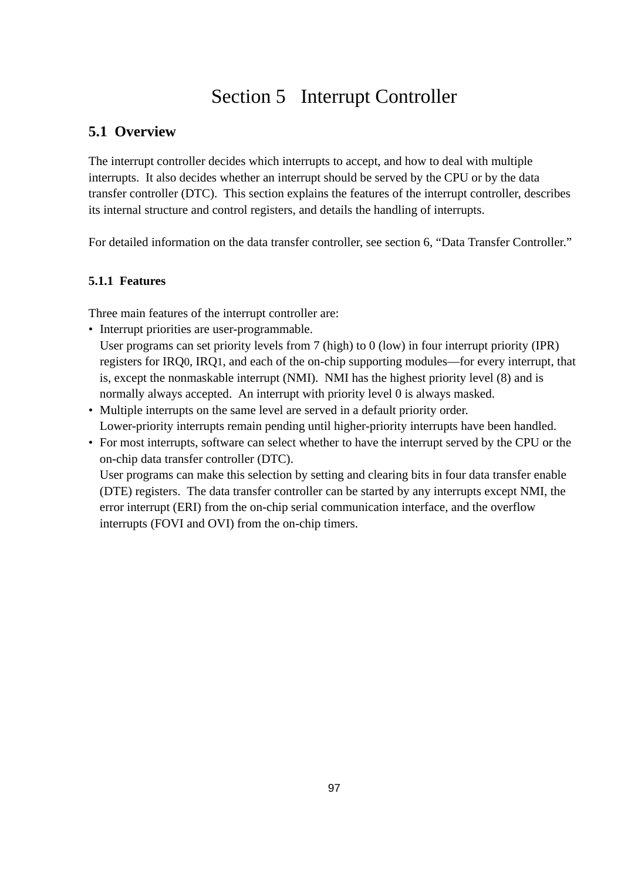# Section 5 Interrupt Controller

## 5.1 Overview

The interrupt controller decides which interrupts to accept, and how to deal with multiple interrupts. It also decides whether an interrupt should be served by the CPU or by the data transfer controller (DTC). This section explains the features of the interrupt controller, describes its internal structure and control registers, and details the handling of interrupts.

For detailed information on the data transfer controller, see section 6, "Data Transfer Controller."

### 5.1.1 Features

Three main features of the interrupt controller are:

- Interrupt priorities are user-programmable.
  User programs can set priority levels from 7 (high) to 0 (low) in four interrupt priority (IPR) registers for IRQ0, IRQ1, and each of the on-chip supporting modules—for every interrupt, that is, except the nonmaskable interrupt (NMI). NMI has the highest priority level (8) and is normally always accepted. An interrupt with priority level 0 is always masked.
- Multiple interrupts on the same level are served in a default priority order.
  Lower-priority interrupts remain pending until higher-priority interrupts have been handled.
- For most interrupts, software can select whether to have the interrupt served by the CPU or the on-chip data transfer controller (DTC).
  User programs can make this selection by setting and clearing bits in four data transfer enable (DTE) registers. The data transfer controller can be started by any interrupts except NMI, the error interrupt (ERI) from the on-chip serial communication interface, and the overflow interrupts (FOVI and OVI) from the on-chip timers.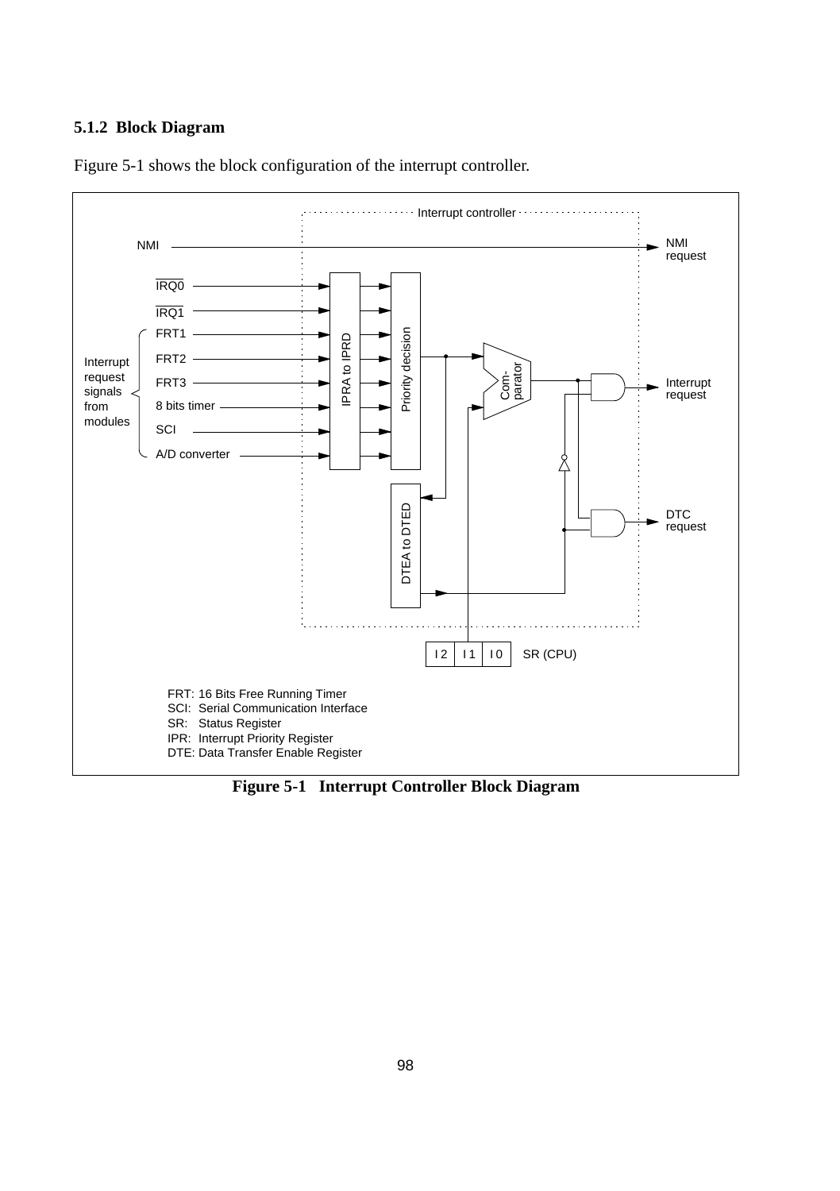### 5.1.2 Block Diagram

Figure 5-1 shows the block configuration of the interrupt controller.

FRT: 16 Bits Free Running Timer
SCI: Serial Communication Interface
SR: Status Register
IPR: Interrupt Priority Register
DTE: Data Transfer Enable Register

**Figure 5-1 Interrupt Controller Block Diagram**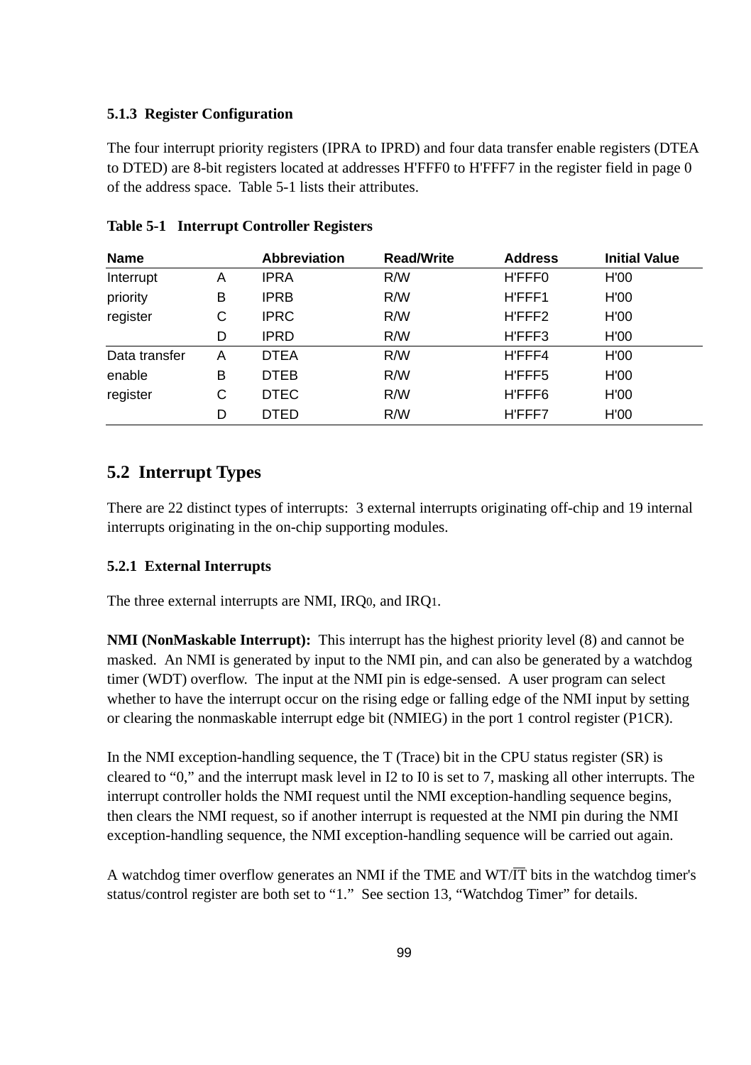### 5.1.3 Register Configuration

The four interrupt priority registers (IPRA to IPRD) and four data transfer enable registers (DTEA to DTED) are 8-bit registers located at addresses H'FFF0 to H'FFF7 in the register field in page 0 of the address space. Table 5-1 lists their attributes.

**Table 5-1 Interrupt Controller Registers**

| Name | | Abbreviation | Read/Write | Address | Initial Value |
|---|---|---|---|---|---|
| Interrupt | A | IPRA | R/W | H'FFF0 | H'00 |
| priority | B | IPRB | R/W | H'FFF1 | H'00 |
| register | C | IPRC | R/W | H'FFF2 | H'00 |
| | D | IPRD | R/W | H'FFF3 | H'00 |
| Data transfer | A | DTEA | R/W | H'FFF4 | H'00 |
| enable | B | DTEB | R/W | H'FFF5 | H'00 |
| register | C | DTEC | R/W | H'FFF6 | H'00 |
| | D | DTED | R/W | H'FFF7 | H'00 |

## 5.2 Interrupt Types

There are 22 distinct types of interrupts: 3 external interrupts originating off-chip and 19 internal interrupts originating in the on-chip supporting modules.

### 5.2.1 External Interrupts

The three external interrupts are NMI, $IRQ_0$, and $IRQ_1$.

**NMI (NonMaskable Interrupt):** This interrupt has the highest priority level (8) and cannot be masked. An NMI is generated by input to the NMI pin, and can also be generated by a watchdog timer (WDT) overflow. The input at the NMI pin is edge-sensed. A user program can select whether to have the interrupt occur on the rising edge or falling edge of the NMI input by setting or clearing the nonmaskable interrupt edge bit (NMIEG) in the port 1 control register (P1CR).

In the NMI exception-handling sequence, the T (Trace) bit in the CPU status register (SR) is cleared to "0," and the interrupt mask level in I2 to I0 is set to 7, masking all other interrupts. The interrupt controller holds the NMI request until the NMI exception-handling sequence begins, then clears the NMI request, so if another interrupt is requested at the NMI pin during the NMI exception-handling sequence, the NMI exception-handling sequence will be carried out again.

A watchdog timer overflow generates an NMI if the TME and WT/$\overline{\text{IT}}$ bits in the watchdog timer's status/control register are both set to "1." See section 13, "Watchdog Timer" for details.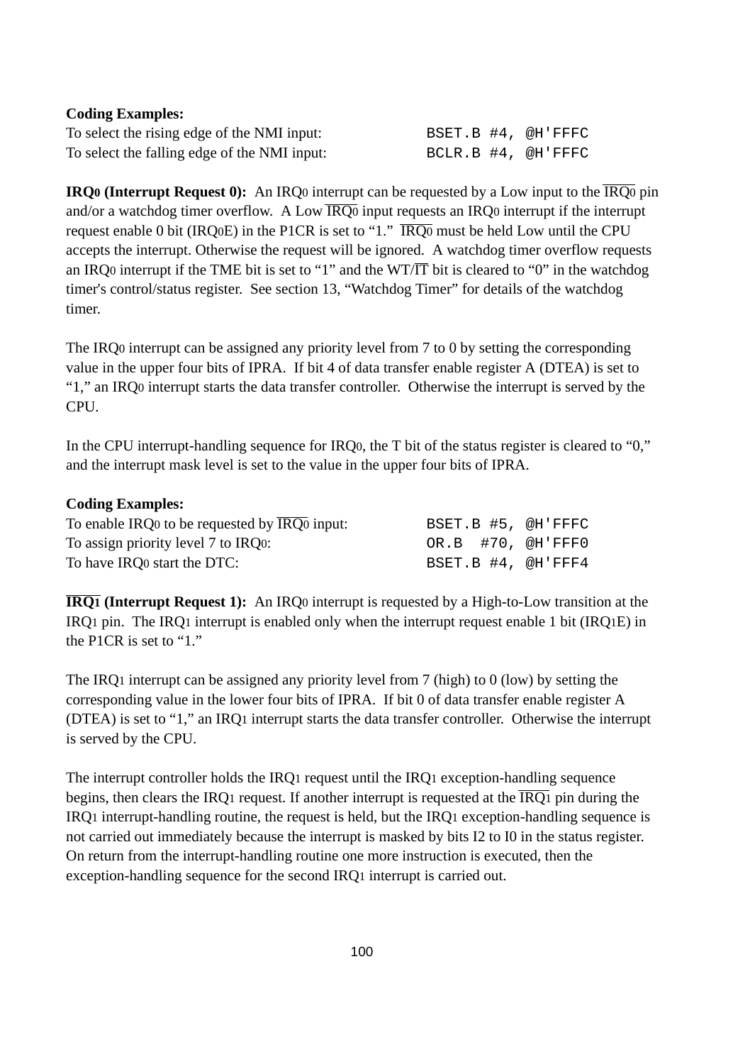**Coding Examples:**

| | |
|---|---|
| To select the rising edge of the NMI input: | `BSET.B #4, @H'FFFC` |
| To select the falling edge of the NMI input: | `BCLR.B #4, @H'FFFC` |

**IRQ0 (Interrupt Request 0):** An IRQ0 interrupt can be requested by a Low input to the $\overline{\text{IRQ0}}$ pin and/or a watchdog timer overflow. A Low $\overline{\text{IRQ0}}$ input requests an IRQ0 interrupt if the interrupt request enable 0 bit (IRQ0E) in the P1CR is set to "1." $\overline{\text{IRQ0}}$ must be held Low until the CPU accepts the interrupt. Otherwise the request will be ignored. A watchdog timer overflow requests an IRQ0 interrupt if the TME bit is set to "1" and the WT/$\overline{\text{IT}}$ bit is cleared to "0" in the watchdog timer's control/status register. See section 13, "Watchdog Timer" for details of the watchdog timer.

The IRQ0 interrupt can be assigned any priority level from 7 to 0 by setting the corresponding value in the upper four bits of IPRA. If bit 4 of data transfer enable register A (DTEA) is set to "1," an IRQ0 interrupt starts the data transfer controller. Otherwise the interrupt is served by the CPU.

In the CPU interrupt-handling sequence for IRQ0, the T bit of the status register is cleared to "0," and the interrupt mask level is set to the value in the upper four bits of IPRA.

**Coding Examples:**

| | |
|---|---|
| To enable IRQ0 to be requested by $\overline{\text{IRQ0}}$ input: | `BSET.B #5, @H'FFFC` |
| To assign priority level 7 to IRQ0: | `OR.B  #70, @H'FFF0` |
| To have IRQ0 start the DTC: | `BSET.B #4, @H'FFF4` |

**$\overline{\text{IRQ1}}$ (Interrupt Request 1):** An IRQ0 interrupt is requested by a High-to-Low transition at the IRQ1 pin. The IRQ1 interrupt is enabled only when the interrupt request enable 1 bit (IRQ1E) in the P1CR is set to "1."

The IRQ1 interrupt can be assigned any priority level from 7 (high) to 0 (low) by setting the corresponding value in the lower four bits of IPRA. If bit 0 of data transfer enable register A (DTEA) is set to "1," an IRQ1 interrupt starts the data transfer controller. Otherwise the interrupt is served by the CPU.

The interrupt controller holds the IRQ1 request until the IRQ1 exception-handling sequence begins, then clears the IRQ1 request. If another interrupt is requested at the $\overline{\text{IRQ1}}$ pin during the IRQ1 interrupt-handling routine, the request is held, but the IRQ1 exception-handling sequence is not carried out immediately because the interrupt is masked by bits I2 to I0 in the status register. On return from the interrupt-handling routine one more instruction is executed, then the exception-handling sequence for the second IRQ1 interrupt is carried out.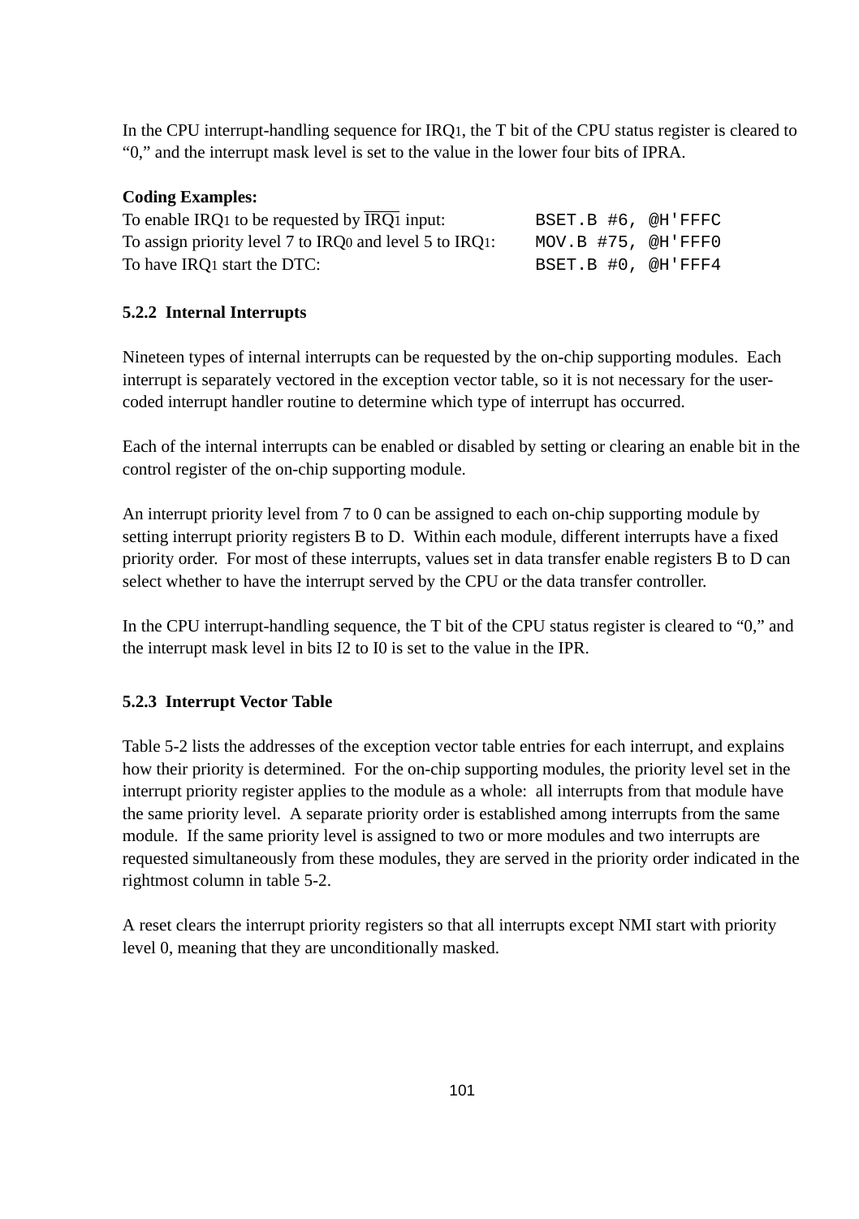In the CPU interrupt-handling sequence for $IRQ_1$, the T bit of the CPU status register is cleared to "0," and the interrupt mask level is set to the value in the lower four bits of IPRA.

**Coding Examples:**

| | |
|---|---|
| To enable $IRQ_1$ to be requested by $\overline{IRQ_1}$ input: | `BSET.B #6, @H'FFFC` |
| To assign priority level 7 to $IRQ_0$ and level 5 to $IRQ_1$: | `MOV.B #75, @H'FFF0` |
| To have $IRQ_1$ start the DTC: | `BSET.B #0, @H'FFF4` |

### 5.2.2 Internal Interrupts

Nineteen types of internal interrupts can be requested by the on-chip supporting modules. Each interrupt is separately vectored in the exception vector table, so it is not necessary for the user-coded interrupt handler routine to determine which type of interrupt has occurred.

Each of the internal interrupts can be enabled or disabled by setting or clearing an enable bit in the control register of the on-chip supporting module.

An interrupt priority level from 7 to 0 can be assigned to each on-chip supporting module by setting interrupt priority registers B to D. Within each module, different interrupts have a fixed priority order. For most of these interrupts, values set in data transfer enable registers B to D can select whether to have the interrupt served by the CPU or the data transfer controller.

In the CPU interrupt-handling sequence, the T bit of the CPU status register is cleared to "0," and the interrupt mask level in bits I2 to I0 is set to the value in the IPR.

### 5.2.3 Interrupt Vector Table

Table 5-2 lists the addresses of the exception vector table entries for each interrupt, and explains how their priority is determined. For the on-chip supporting modules, the priority level set in the interrupt priority register applies to the module as a whole: all interrupts from that module have the same priority level. A separate priority order is established among interrupts from the same module. If the same priority level is assigned to two or more modules and two interrupts are requested simultaneously from these modules, they are served in the priority order indicated in the rightmost column in table 5-2.

A reset clears the interrupt priority registers so that all interrupts except NMI start with priority level 0, meaning that they are unconditionally masked.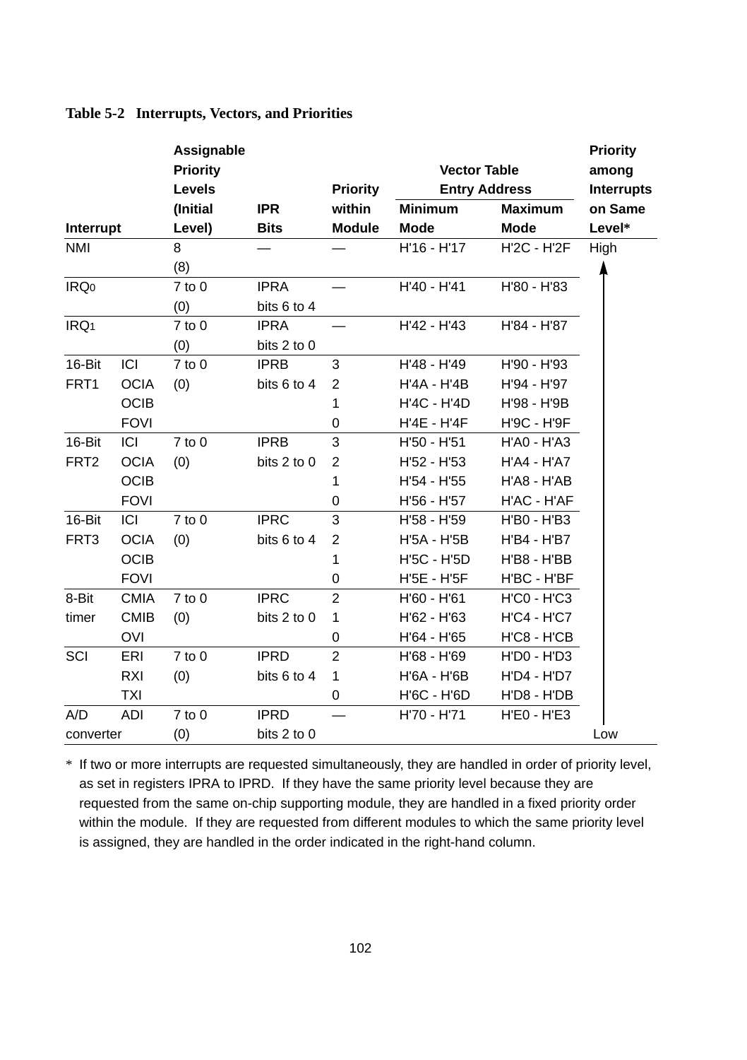**Table 5-2 Interrupts, Vectors, and Priorities**

| Interrupt | | Assignable Priority Levels (Initial Level) | IPR Bits | Priority within Module | Vector Table Entry Address | | Priority among Interrupts on Same Level* |
|---|---|---|---|---|---|---|---|
| | | | | | Minimum Mode | Maximum Mode | |
| NMI | | 8 (8) | — | — | H'16 - H'17 | H'2C - H'2F | High |
| $IRQ_0$ | | 7 to 0 (0) | IPRA bits 6 to 4 | — | H'40 - H'41 | H'80 - H'83 | ↑ |
| $IRQ_1$ | | 7 to 0 (0) | IPRA bits 2 to 0 | — | H'42 - H'43 | H'84 - H'87 | |
| 16-Bit FRT1 | ICI | 7 to 0 (0) | IPRB bits 6 to 4 | 3 | H'48 - H'49 | H'90 - H'93 | |
| | OCIA | | | 2 | H'4A - H'4B | H'94 - H'97 | |
| | OCIB | | | 1 | H'4C - H'4D | H'98 - H'9B | |
| | FOVI | | | 0 | H'4E - H'4F | H'9C - H'9F | |
| 16-Bit FRT2 | ICI | 7 to 0 (0) | IPRB bits 2 to 0 | 3 | H'50 - H'51 | H'A0 - H'A3 | |
| | OCIA | | | 2 | H'52 - H'53 | H'A4 - H'A7 | |
| | OCIB | | | 1 | H'54 - H'55 | H'A8 - H'AB | |
| | FOVI | | | 0 | H'56 - H'57 | H'AC - H'AF | |
| 16-Bit FRT3 | ICI | 7 to 0 (0) | IPRC bits 6 to 4 | 3 | H'58 - H'59 | H'B0 - H'B3 | |
| | OCIA | | | 2 | H'5A - H'5B | H'B4 - H'B7 | |
| | OCIB | | | 1 | H'5C - H'5D | H'B8 - H'BB | |
| | FOVI | | | 0 | H'5E - H'5F | H'BC - H'BF | |
| 8-Bit timer | CMIA | 7 to 0 (0) | IPRC bits 2 to 0 | 2 | H'60 - H'61 | H'C0 - H'C3 | |
| | CMIB | | | 1 | H'62 - H'63 | H'C4 - H'C7 | |
| | OVI | | | 0 | H'64 - H'65 | H'C8 - H'CB | |
| SCI | ERI | 7 to 0 (0) | IPRD bits 6 to 4 | 2 | H'68 - H'69 | H'D0 - H'D3 | |
| | RXI | | | 1 | H'6A - H'6B | H'D4 - H'D7 | |
| | TXI | | | 0 | H'6C - H'6D | H'D8 - H'DB | |
| A/D converter | ADI | 7 to 0 (0) | IPRD bits 2 to 0 | — | H'70 - H'71 | H'E0 - H'E3 | Low |

* If two or more interrupts are requested simultaneously, they are handled in order of priority level, as set in registers IPRA to IPRD. If they have the same priority level because they are requested from the same on-chip supporting module, they are handled in a fixed priority order within the module. If they are requested from different modules to which the same priority level is assigned, they are handled in the order indicated in the right-hand column.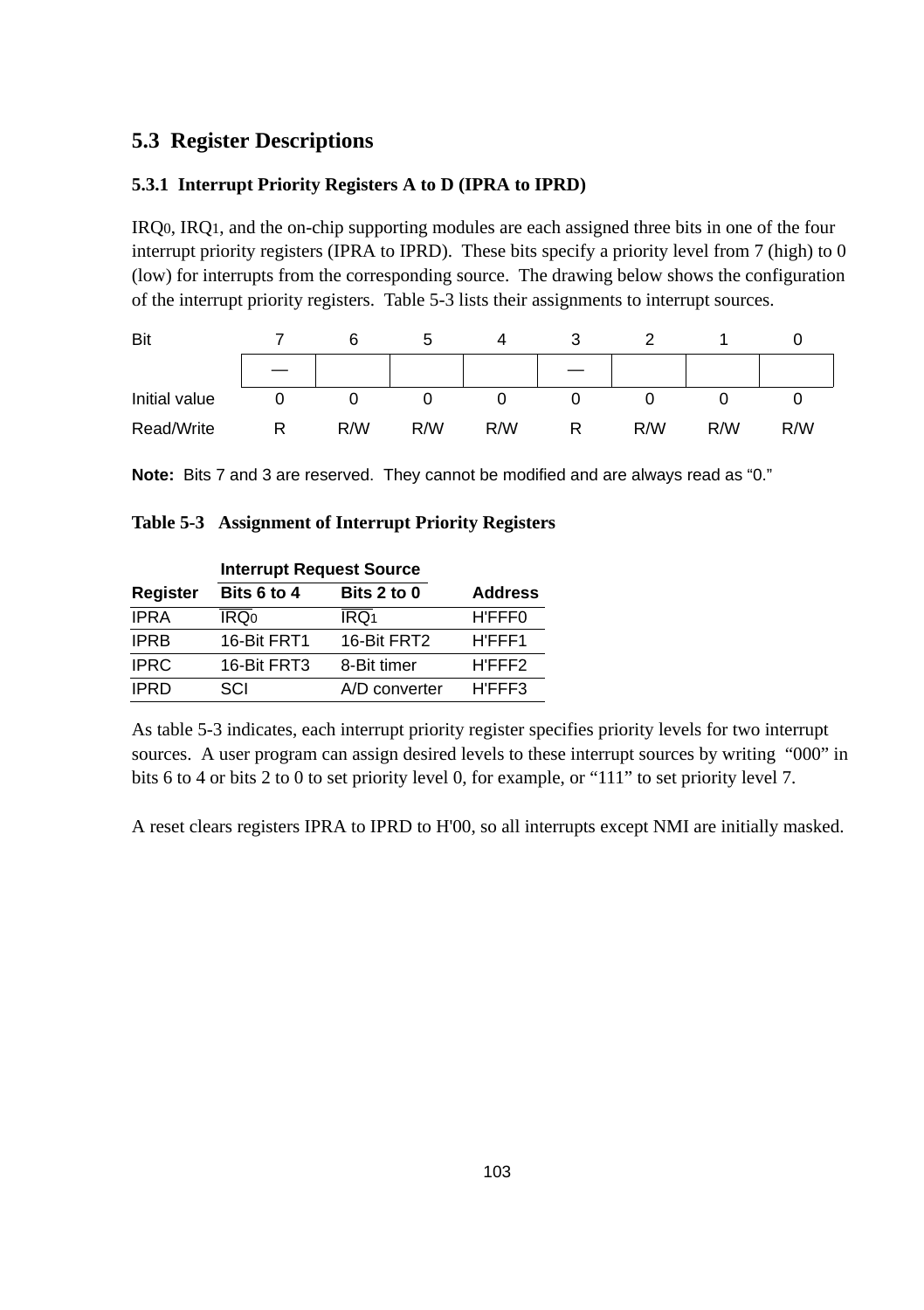## 5.3 Register Descriptions

### 5.3.1 Interrupt Priority Registers A to D (IPRA to IPRD)

$IRQ_0$, $IRQ_1$, and the on-chip supporting modules are each assigned three bits in one of the four interrupt priority registers (IPRA to IPRD). These bits specify a priority level from 7 (high) to 0 (low) for interrupts from the corresponding source. The drawing below shows the configuration of the interrupt priority registers. Table 5-3 lists their assignments to interrupt sources.

| Bit | 7 | 6 | 5 | 4 | 3 | 2 | 1 | 0 |
|---|---|---|---|---|---|---|---|---|
| | — | | | | — | | | |
| Initial value | 0 | 0 | 0 | 0 | 0 | 0 | 0 | 0 |
| Read/Write | R | R/W | R/W | R/W | R | R/W | R/W | R/W |

**Note:** Bits 7 and 3 are reserved. They cannot be modified and are always read as "0."

**Table 5-3 Assignment of Interrupt Priority Registers**

| | Interrupt Request Source | | |
|---|---|---|---|
| **Register** | **Bits 6 to 4** | **Bits 2 to 0** | **Address** |
| IPRA | $\overline{IRQ_0}$ | $\overline{IRQ_1}$ | H'FFF0 |
| IPRB | 16-Bit FRT1 | 16-Bit FRT2 | H'FFF1 |
| IPRC | 16-Bit FRT3 | 8-Bit timer | H'FFF2 |
| IPRD | SCI | A/D converter | H'FFF3 |

As table 5-3 indicates, each interrupt priority register specifies priority levels for two interrupt sources. A user program can assign desired levels to these interrupt sources by writing "000" in bits 6 to 4 or bits 2 to 0 to set priority level 0, for example, or "111" to set priority level 7.

A reset clears registers IPRA to IPRD to H'00, so all interrupts except NMI are initially masked.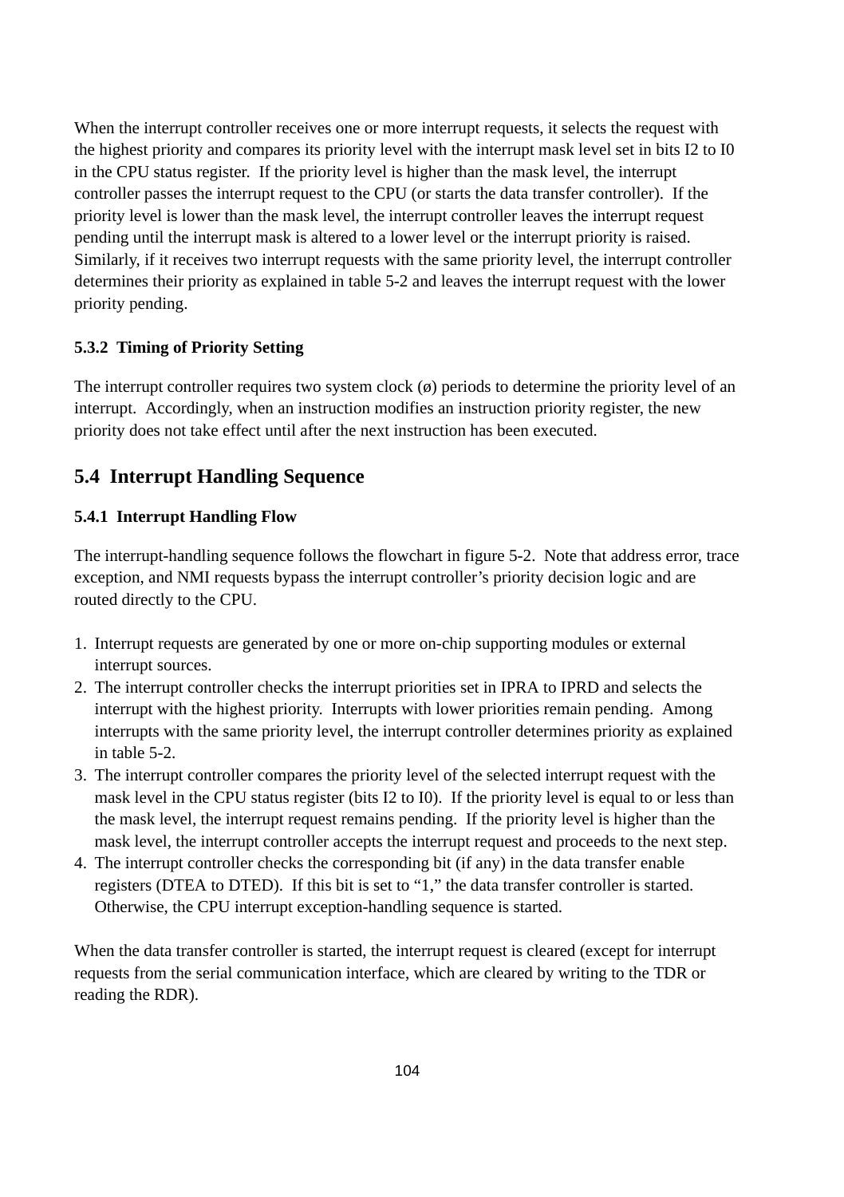When the interrupt controller receives one or more interrupt requests, it selects the request with the highest priority and compares its priority level with the interrupt mask level set in bits I2 to I0 in the CPU status register. If the priority level is higher than the mask level, the interrupt controller passes the interrupt request to the CPU (or starts the data transfer controller). If the priority level is lower than the mask level, the interrupt controller leaves the interrupt request pending until the interrupt mask is altered to a lower level or the interrupt priority is raised. Similarly, if it receives two interrupt requests with the same priority level, the interrupt controller determines their priority as explained in table 5-2 and leaves the interrupt request with the lower priority pending.

### 5.3.2 Timing of Priority Setting

The interrupt controller requires two system clock (ø) periods to determine the priority level of an interrupt. Accordingly, when an instruction modifies an instruction priority register, the new priority does not take effect until after the next instruction has been executed.

## 5.4 Interrupt Handling Sequence

### 5.4.1 Interrupt Handling Flow

The interrupt-handling sequence follows the flowchart in figure 5-2. Note that address error, trace exception, and NMI requests bypass the interrupt controller's priority decision logic and are routed directly to the CPU.

1. Interrupt requests are generated by one or more on-chip supporting modules or external interrupt sources.
2. The interrupt controller checks the interrupt priorities set in IPRA to IPRD and selects the interrupt with the highest priority. Interrupts with lower priorities remain pending. Among interrupts with the same priority level, the interrupt controller determines priority as explained in table 5-2.
3. The interrupt controller compares the priority level of the selected interrupt request with the mask level in the CPU status register (bits I2 to I0). If the priority level is equal to or less than the mask level, the interrupt request remains pending. If the priority level is higher than the mask level, the interrupt controller accepts the interrupt request and proceeds to the next step.
4. The interrupt controller checks the corresponding bit (if any) in the data transfer enable registers (DTEA to DTED). If this bit is set to "1," the data transfer controller is started. Otherwise, the CPU interrupt exception-handling sequence is started.

When the data transfer controller is started, the interrupt request is cleared (except for interrupt requests from the serial communication interface, which are cleared by writing to the TDR or reading the RDR).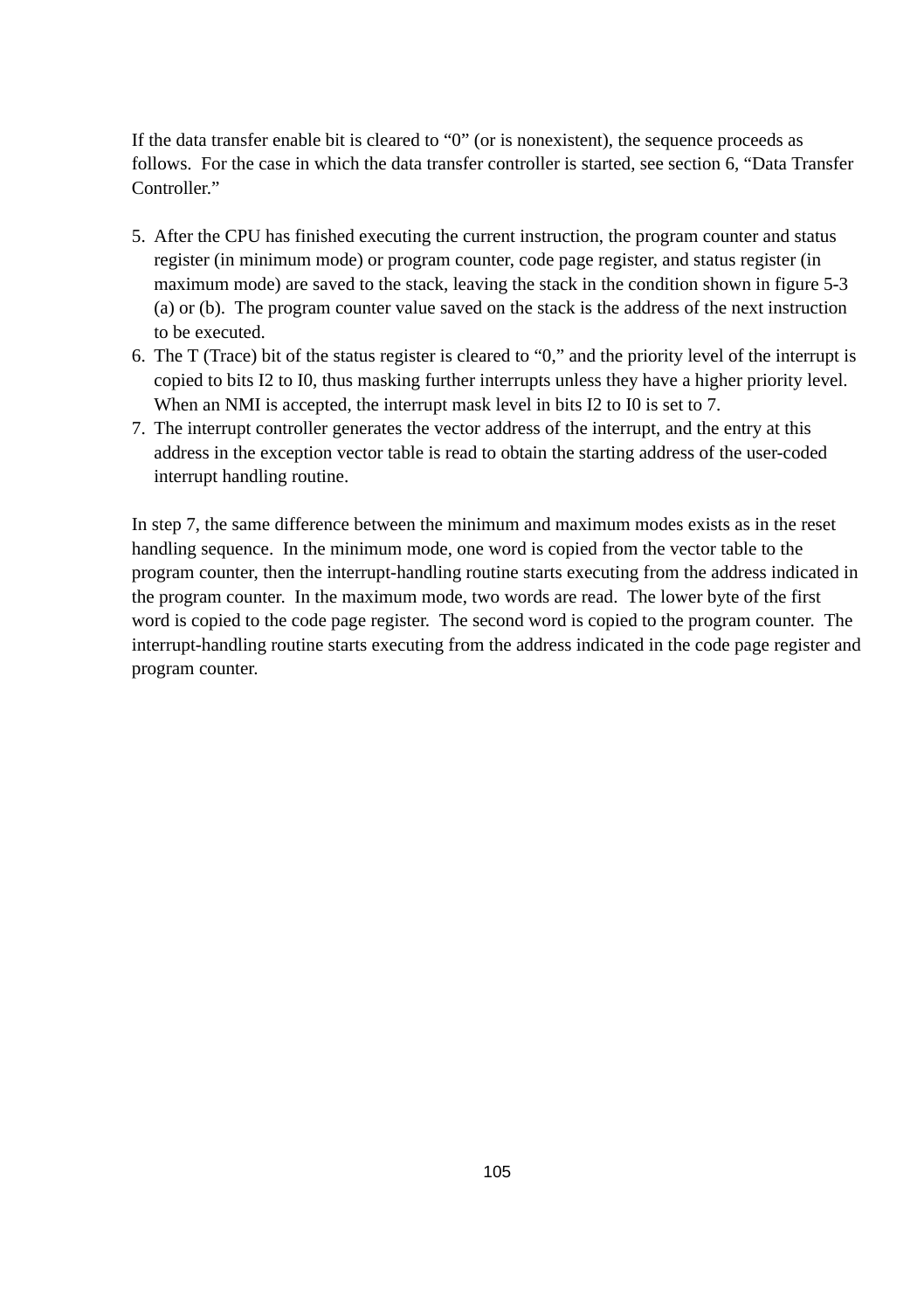If the data transfer enable bit is cleared to "0" (or is nonexistent), the sequence proceeds as follows. For the case in which the data transfer controller is started, see section 6, "Data Transfer Controller."

5. After the CPU has finished executing the current instruction, the program counter and status register (in minimum mode) or program counter, code page register, and status register (in maximum mode) are saved to the stack, leaving the stack in the condition shown in figure 5-3 (a) or (b). The program counter value saved on the stack is the address of the next instruction to be executed.
6. The T (Trace) bit of the status register is cleared to "0," and the priority level of the interrupt is copied to bits I2 to I0, thus masking further interrupts unless they have a higher priority level. When an NMI is accepted, the interrupt mask level in bits I2 to I0 is set to 7.
7. The interrupt controller generates the vector address of the interrupt, and the entry at this address in the exception vector table is read to obtain the starting address of the user-coded interrupt handling routine.

In step 7, the same difference between the minimum and maximum modes exists as in the reset handling sequence. In the minimum mode, one word is copied from the vector table to the program counter, then the interrupt-handling routine starts executing from the address indicated in the program counter. In the maximum mode, two words are read. The lower byte of the first word is copied to the code page register. The second word is copied to the program counter. The interrupt-handling routine starts executing from the address indicated in the code page register and program counter.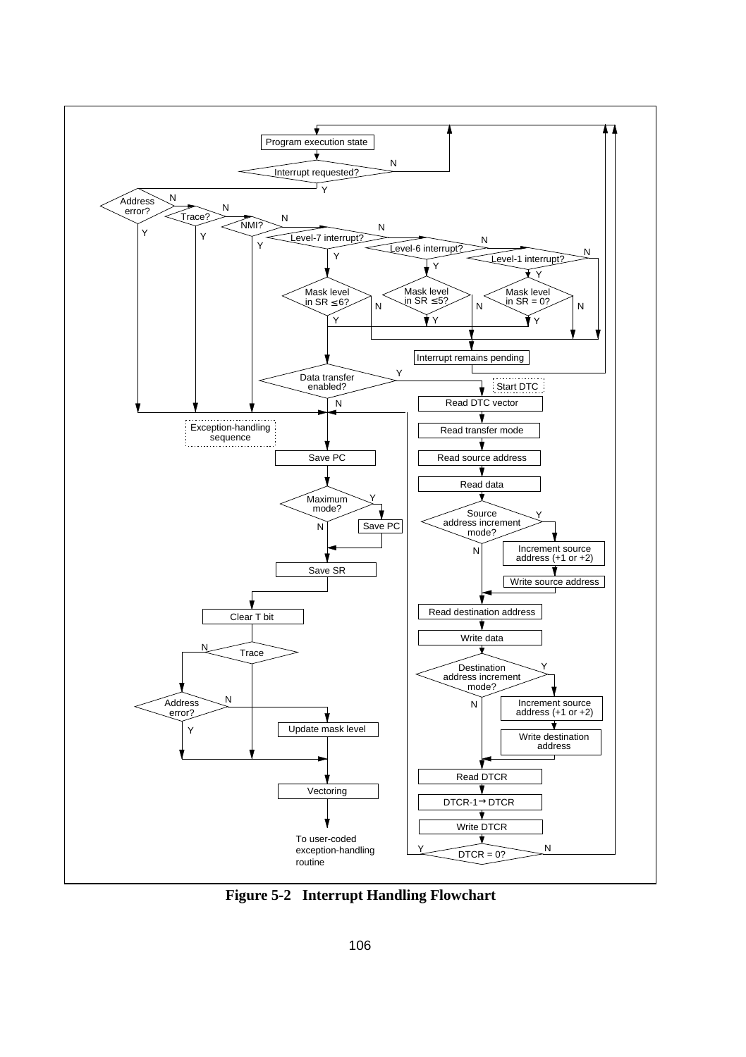**Figure 5-2 Interrupt Handling Flowchart**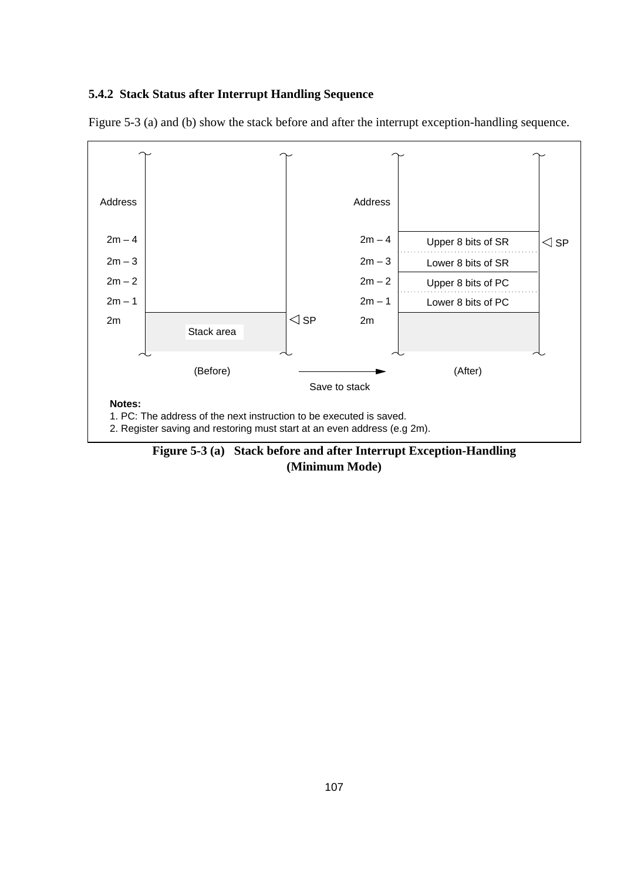### 5.4.2 Stack Status after Interrupt Handling Sequence

Figure 5-3 (a) and (b) show the stack before and after the interrupt exception-handling sequence.

**(Before)**

| Address | Contents |
| --- | --- |
| 2m – 4 | |
| 2m – 3 | |
| 2m – 2 | |
| 2m – 1 | |
| 2m | Stack area ◁ SP |

Save to stack →

**(After)**

| Address | Contents |
| --- | --- |
| 2m – 4 | Upper 8 bits of SR ◁ SP |
| 2m – 3 | Lower 8 bits of SR |
| 2m – 2 | Upper 8 bits of PC |
| 2m – 1 | Lower 8 bits of PC |
| 2m | |

**Notes:**

1. PC: The address of the next instruction to be executed is saved.
2. Register saving and restoring must start at an even address (e.g 2m).

**Figure 5-3 (a) Stack before and after Interrupt Exception-Handling (Minimum Mode)**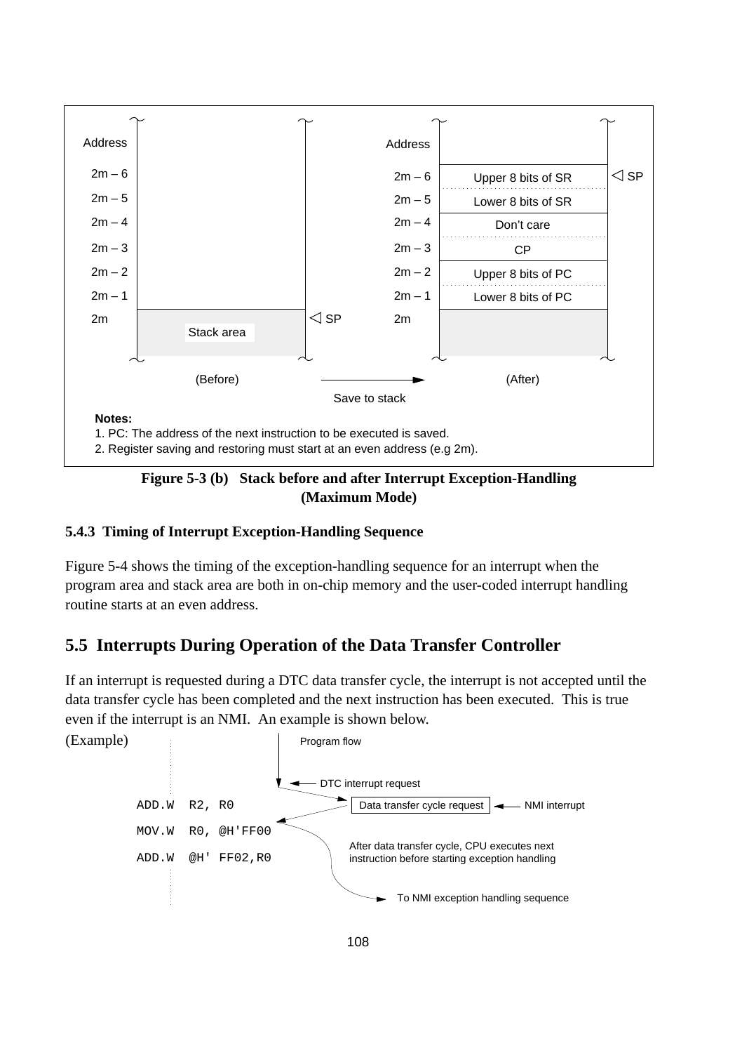| Address | (Before) | | Address | (After) | |
|---|---|---|---|---|---|
| 2m – 6 | | | 2m – 6 | Upper 8 bits of SR | ◁ SP |
| 2m – 5 | | | 2m – 5 | Lower 8 bits of SR | |
| 2m – 4 | | | 2m – 4 | Don't care | |
| 2m – 3 | | | 2m – 3 | CP | |
| 2m – 2 | | | 2m – 2 | Upper 8 bits of PC | |
| 2m – 1 | | | 2m – 1 | Lower 8 bits of PC | |
| 2m | Stack area | ◁ SP | 2m | | |

(Before) → Save to stack → (After)

**Notes:**
1. PC: The address of the next instruction to be executed is saved.
2. Register saving and restoring must start at an even address (e.g 2m).

**Figure 5-3 (b) Stack before and after Interrupt Exception-Handling (Maximum Mode)**

### 5.4.3 Timing of Interrupt Exception-Handling Sequence

Figure 5-4 shows the timing of the exception-handling sequence for an interrupt when the program area and stack area are both in on-chip memory and the user-coded interrupt handling routine starts at an even address.

## 5.5 Interrupts During Operation of the Data Transfer Controller

If an interrupt is requested during a DTC data transfer cycle, the interrupt is not accepted until the data transfer cycle has been completed and the next instruction has been executed. This is true even if the interrupt is an NMI. An example is shown below.

(Example)

```
ADD.W  R2, R0
MOV.W  R0, @H'FF00
ADD.W  @H' FF02,R0
```

Program flow

DTC interrupt request → Data transfer cycle request ← NMI interrupt

After data transfer cycle, CPU executes next instruction before starting exception handling

To NMI exception handling sequence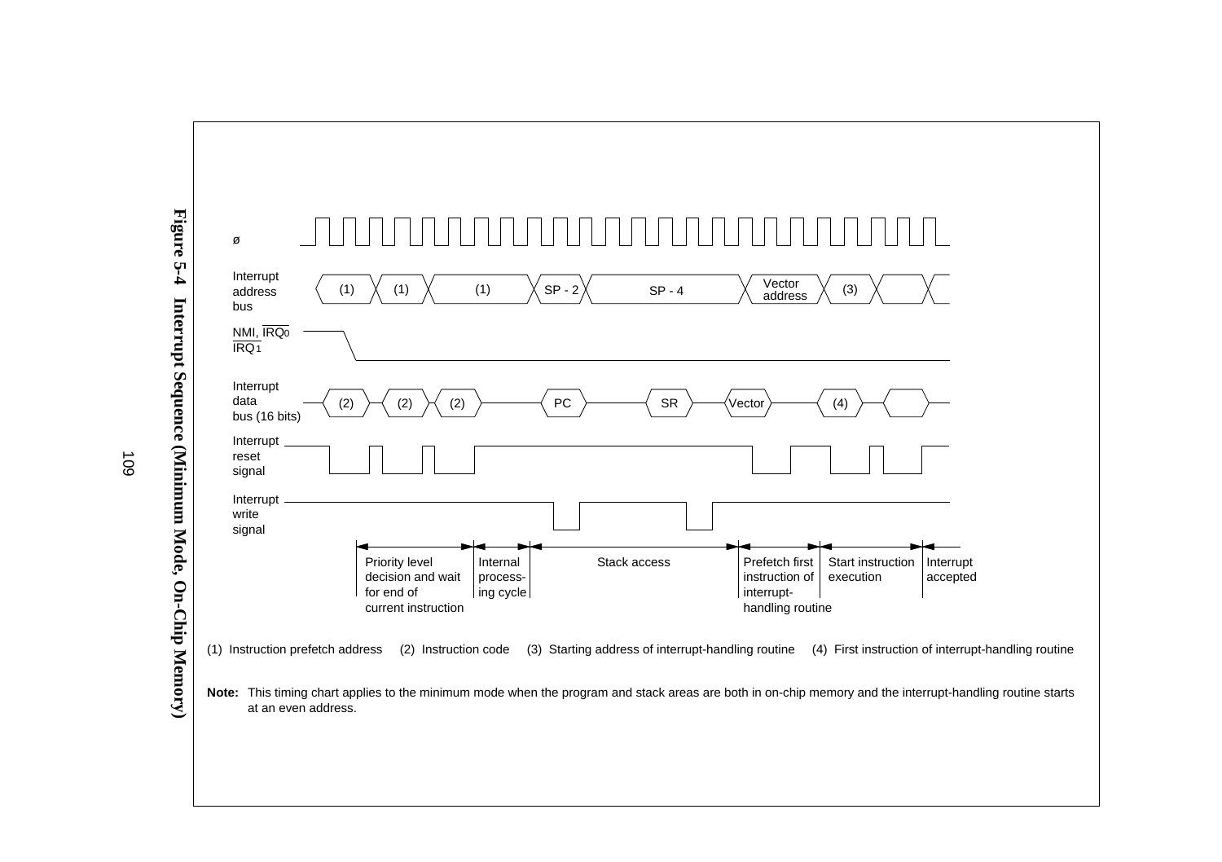ø

Interrupt address bus: (1) | (1) | (1) | SP - 2 | SP - 4 | Vector address | (3)

NMI, $\overline{IRQ_0}$ $\overline{IRQ_1}$

Interrupt data bus (16 bits): (2) | (2) | (2) | PC | SR | Vector | (4)

Interrupt reset signal

Interrupt write signal

Priority level decision and wait for end of current instruction | Internal processing cycle | Stack access | Prefetch first instruction of interrupt-handling routine | Start instruction execution | Interrupt accepted

(1) Instruction prefetch address (2) Instruction code (3) Starting address of interrupt-handling routine (4) First instruction of interrupt-handling routine

**Note:** This timing chart applies to the minimum mode when the program and stack areas are both in on-chip memory and the interrupt-handling routine starts at an even address.

**Figure 5-4 Interrupt Sequence (Minimum Mode, On-Chip Memory)**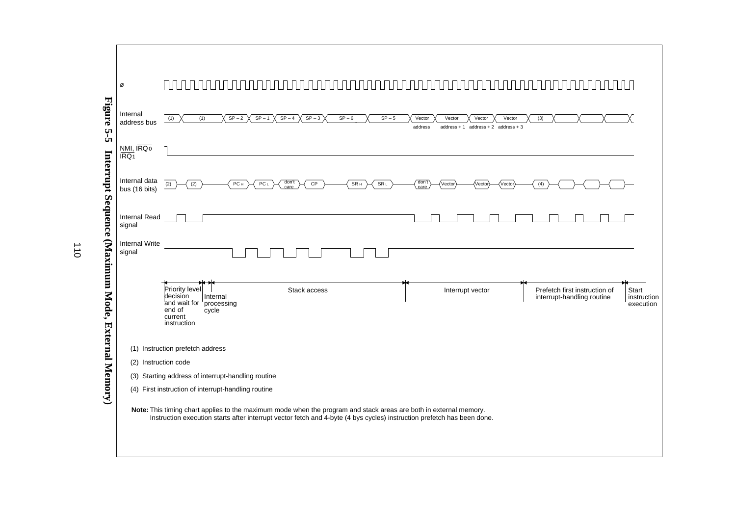**Figure 5-5 Interrupt Sequence (Maximum Mode, External Memory)**

ø

Internal address bus: (1) (1) SP – 2, SP – 1, SP – 4, SP – 3, SP – 6, SP – 5, Vector address, Vector address + 1, Vector address + 2, Vector address + 3, (3)

NMI, $\overline{IRQ_0}$, $\overline{IRQ_1}$

Internal data bus (16 bits): (2) (2) PC H, PC L, don't care, CP, SR H, SR L, don't care, Vector, Vector, Vector, (4)

Internal Read signal

Internal Write signal

Priority level decision and wait for end of current instruction | Internal processing cycle | Stack access | Interrupt vector | Prefetch first instruction of interrupt-handling routine | Start instruction execution

(1) Instruction prefetch address

(2) Instruction code

(3) Starting address of interrupt-handling routine

(4) First instruction of interrupt-handling routine

**Note:** This timing chart applies to the maximum mode when the program and stack areas are both in external memory. Instruction execution starts after interrupt vector fetch and 4-byte (4 bys cycles) instruction prefetch has been done.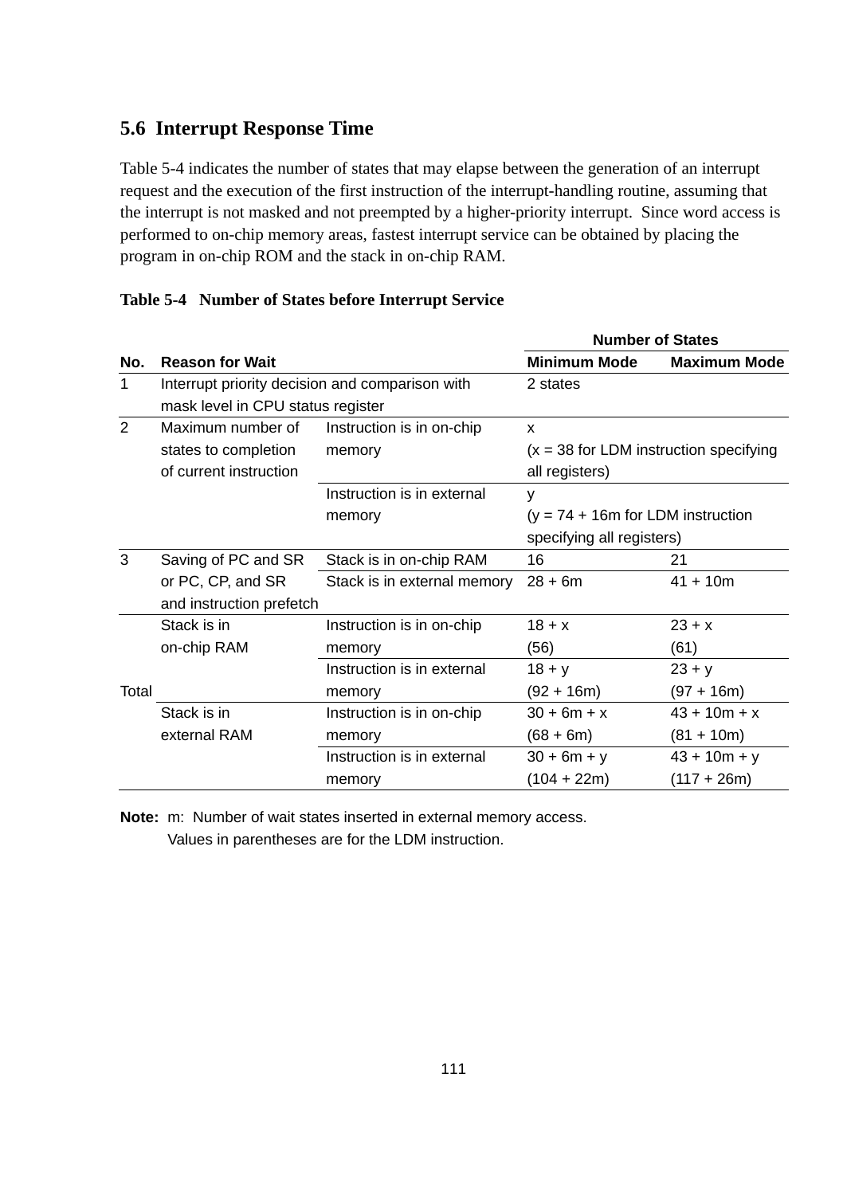## 5.6 Interrupt Response Time

Table 5-4 indicates the number of states that may elapse between the generation of an interrupt request and the execution of the first instruction of the interrupt-handling routine, assuming that the interrupt is not masked and not preempted by a higher-priority interrupt. Since word access is performed to on-chip memory areas, fastest interrupt service can be obtained by placing the program in on-chip ROM and the stack in on-chip RAM.

**Table 5-4 Number of States before Interrupt Service**

| No. | Reason for Wait | | Number of States: Minimum Mode | Number of States: Maximum Mode |
|---|---|---|---|---|
| 1 | Interrupt priority decision and comparison with mask level in CPU status register | | 2 states | |
| 2 | Maximum number of states to completion of current instruction | Instruction is in on-chip memory | x (x = 38 for LDM instruction specifying all registers) | |
| | | Instruction is in external memory | y (y = 74 + 16m for LDM instruction specifying all registers) | |
| 3 | Saving of PC and SR or PC, CP, and SR and instruction prefetch | Stack is in on-chip RAM | 16 | 21 |
| | | Stack is in external memory | 28 + 6m | 41 + 10m |
| Total | Stack is in on-chip RAM | Instruction is in on-chip memory | 18 + x (56) | 23 + x (61) |
| | | Instruction is in external memory | 18 + y (92 + 16m) | 23 + y (97 + 16m) |
| | Stack is in external RAM | Instruction is in on-chip memory | 30 + 6m + x (68 + 6m) | 43 + 10m + x (81 + 10m) |
| | | Instruction is in external memory | 30 + 6m + y (104 + 22m) | 43 + 10m + y (117 + 26m) |

**Note:** m: Number of wait states inserted in external memory access.
Values in parentheses are for the LDM instruction.